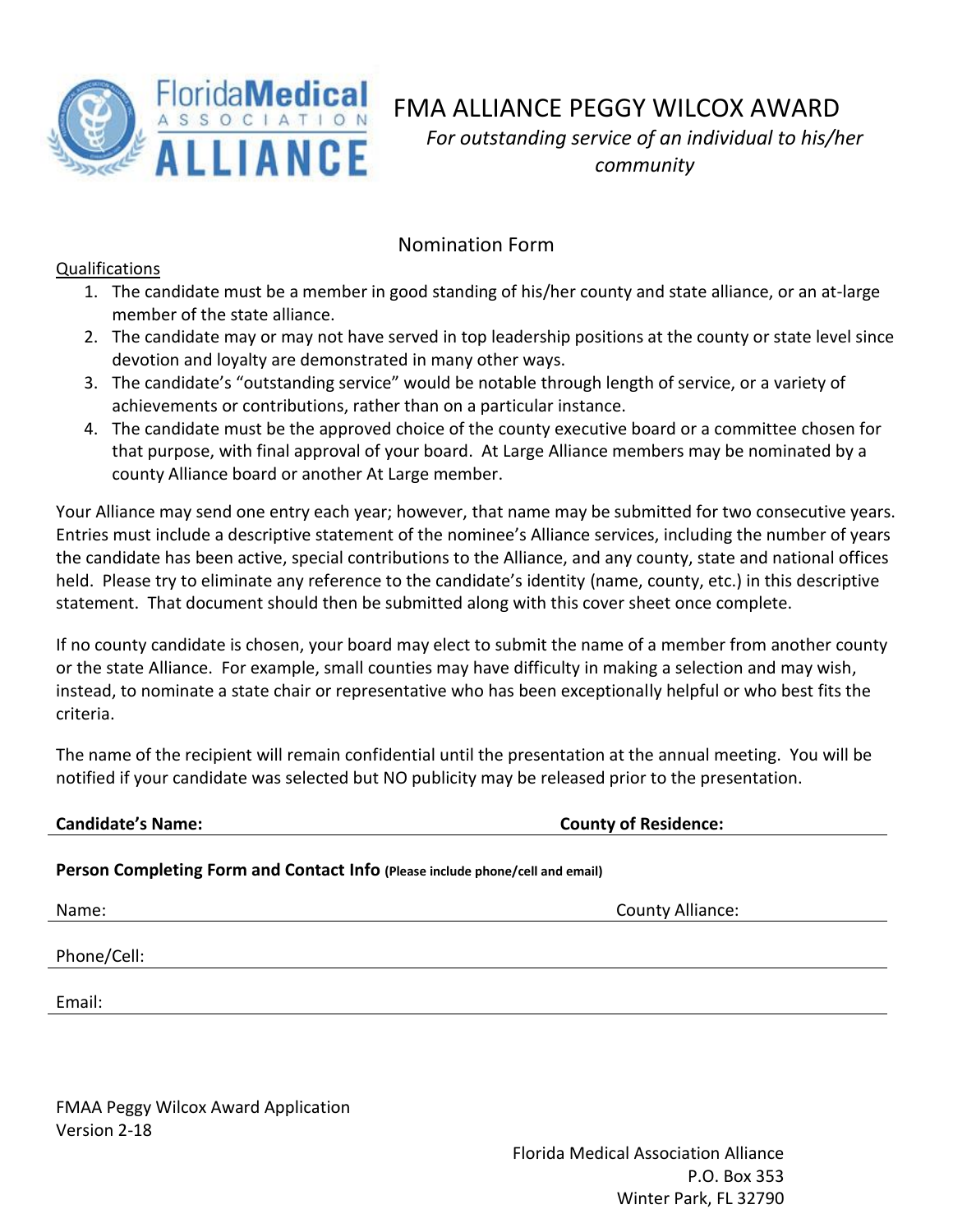# FMA ALLIANCE PEGGY WILCOX AWARD

*For outstanding service of an individual to his/her community*

## Nomination Form

Qualifications

1. The candidate must be a member in good standing of his/her county and state alliance, or an at-large member of the state alliance.
2. The candidate may or may not have served in top leadership positions at the county or state level since devotion and loyalty are demonstrated in many other ways.
3. The candidate's "outstanding service" would be notable through length of service, or a variety of achievements or contributions, rather than on a particular instance.
4. The candidate must be the approved choice of the county executive board or a committee chosen for that purpose, with final approval of your board. At Large Alliance members may be nominated by a county Alliance board or another At Large member.

Your Alliance may send one entry each year; however, that name may be submitted for two consecutive years. Entries must include a descriptive statement of the nominee's Alliance services, including the number of years the candidate has been active, special contributions to the Alliance, and any county, state and national offices held. Please try to eliminate any reference to the candidate's identity (name, county, etc.) in this descriptive statement. That document should then be submitted along with this cover sheet once complete.

If no county candidate is chosen, your board may elect to submit the name of a member from another county or the state Alliance. For example, small counties may have difficulty in making a selection and may wish, instead, to nominate a state chair or representative who has been exceptionally helpful or who best fits the criteria.

The name of the recipient will remain confidential until the presentation at the annual meeting. You will be notified if your candidate was selected but NO publicity may be released prior to the presentation.

**Candidate's Name:** ______________________ **County of Residence:** ______________________

**Person Completing Form and Contact Info** **(Please include phone/cell and email)**

Name: ______________________ County Alliance: ______________________

Phone/Cell: ______________________

Email: ______________________

FMAA Peggy Wilcox Award Application
Version 2-18

Florida Medical Association Alliance
P.O. Box 353
Winter Park, FL 32790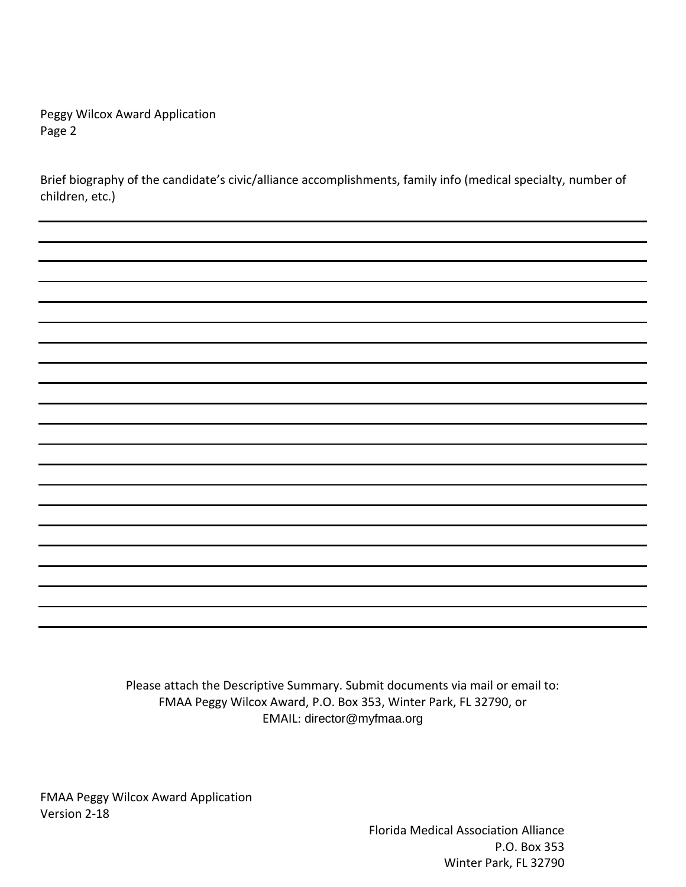Brief biography of the candidate's civic/alliance accomplishments, family info (medical specialty, number of children, etc.)

Please attach the Descriptive Summary. Submit documents via mail or email to:
FMAA Peggy Wilcox Award, P.O. Box 353, Winter Park, FL 32790, or
EMAIL: director@myfmaa.org